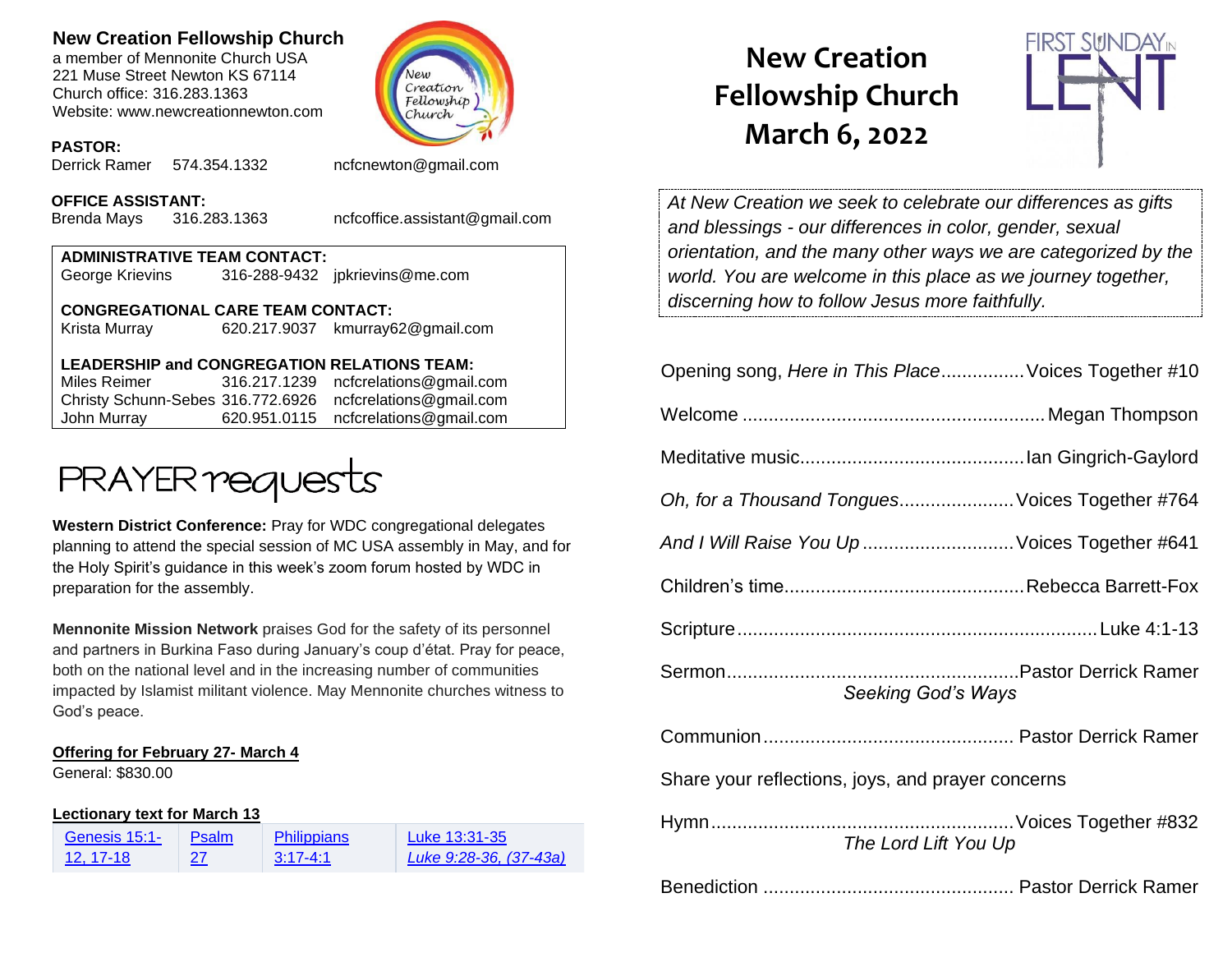**New Creation Fellowship Church**
a member of Mennonite Church USA
221 Muse Street Newton KS 67114
Church office: 316.283.1363
Website: www.newcreationnewton.com

**PASTOR:**
Derrick Ramer 574.354.1332 ncfcnewton@gmail.com

**OFFICE ASSISTANT:**
Brenda Mays 316.283.1363 ncfcoffice.assistant@gmail.com

**ADMINISTRATIVE TEAM CONTACT:**
George Krievins 316-288-9432 jpkrievins@me.com

**CONGREGATIONAL CARE TEAM CONTACT:**
Krista Murray 620.217.9037 kmurray62@gmail.com

**LEADERSHIP and CONGREGATION RELATIONS TEAM:**
Miles Reimer 316.217.1239 ncfcrelations@gmail.com
Christy Schunn-Sebes 316.772.6926 ncfcrelations@gmail.com
John Murray 620.951.0115 ncfcrelations@gmail.com

## PRAYER requests

**Western District Conference:** Pray for WDC congregational delegates planning to attend the special session of MC USA assembly in May, and for the Holy Spirit's guidance in this week's zoom forum hosted by WDC in preparation for the assembly.

**Mennonite Mission Network** praises God for the safety of its personnel and partners in Burkina Faso during January's coup d'état. Pray for peace, both on the national level and in the increasing number of communities impacted by Islamist militant violence. May Mennonite churches witness to God's peace.

**Offering for February 27- March 4**
General: $830.00

**Lectionary text for March 13**

| Genesis 15:1-12, 17-18 | Psalm 27 | Philippians 3:17-4:1 | Luke 13:31-35 *Luke 9:28-36, (37-43a)* |
|---|---|---|---|

# New Creation Fellowship Church
# March 6, 2022

FIRST SUNDAY IN LENT

*At New Creation we seek to celebrate our differences as gifts and blessings - our differences in color, gender, sexual orientation, and the many other ways we are categorized by the world. You are welcome in this place as we journey together, discerning how to follow Jesus more faithfully.*

Opening song, *Here in This Place*................Voices Together #10

Welcome ........................................................Megan Thompson

Meditative music..........................................Ian Gingrich-Gaylord

*Oh, for a Thousand Tongues*......................Voices Together #764

*And I Will Raise You Up* .............................Voices Together #641

Children's time.............................................Rebecca Barrett-Fox

Scripture....................................................................Luke 4:1-13

Sermon.......................................................Pastor Derrick Ramer
*Seeking God's Ways*

Communion............................................... Pastor Derrick Ramer

Share your reflections, joys, and prayer concerns

Hymn.........................................................Voices Together #832
*The Lord Lift You Up*

Benediction ............................................... Pastor Derrick Ramer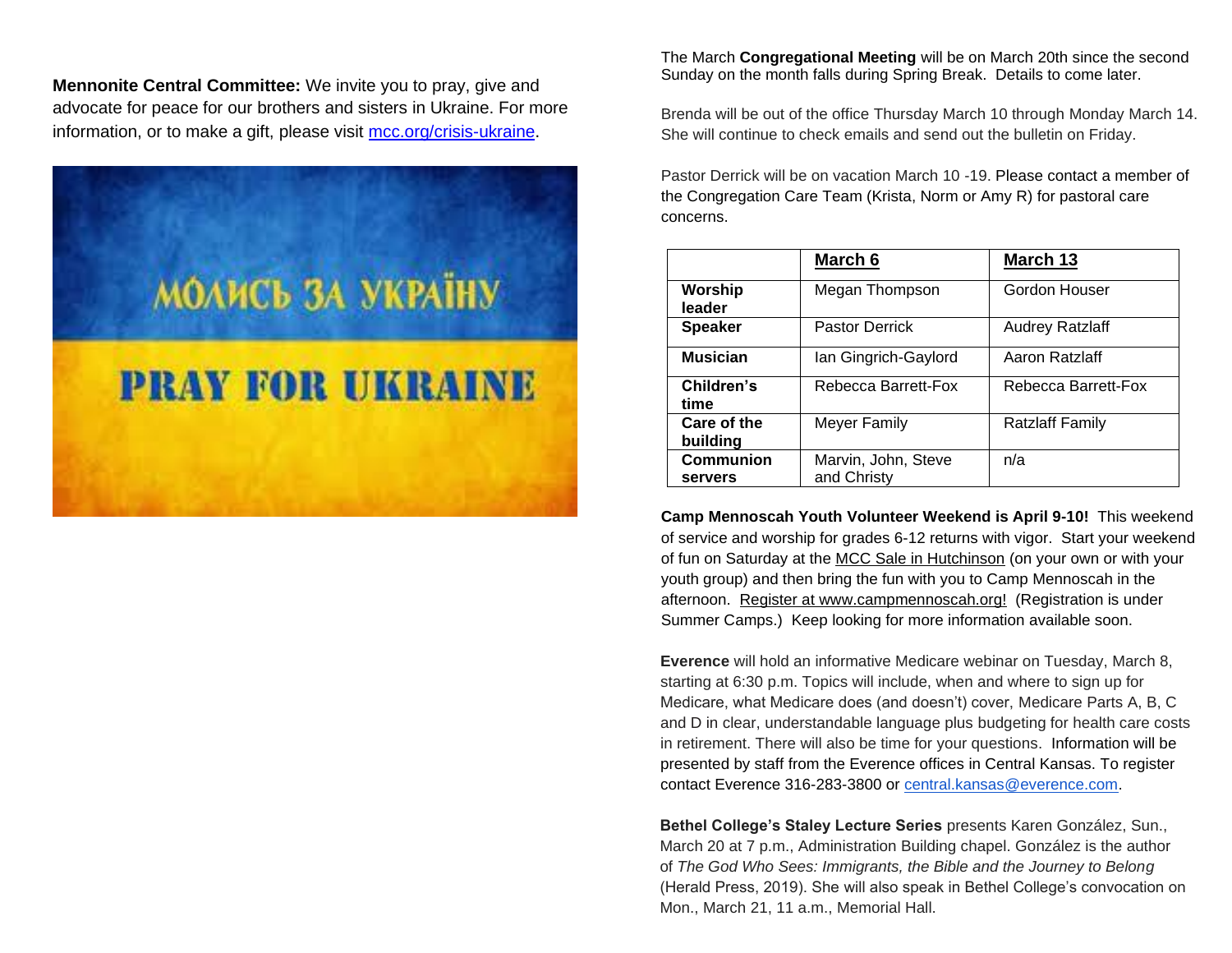**Mennonite Central Committee:** We invite you to pray, give and advocate for peace for our brothers and sisters in Ukraine. For more information, or to make a gift, please visit mcc.org/crisis-ukraine.

МОЛИСЬ ЗА УКРАЇНУ

PRAY FOR UKRAINE

The March **Congregational Meeting** will be on March 20th since the second Sunday on the month falls during Spring Break. Details to come later.

Brenda will be out of the office Thursday March 10 through Monday March 14. She will continue to check emails and send out the bulletin on Friday.

Pastor Derrick will be on vacation March 10 -19. Please contact a member of the Congregation Care Team (Krista, Norm or Amy R) for pastoral care concerns.

| | **March 6** | **March 13** |
|---|---|---|
| **Worship leader** | Megan Thompson | Gordon Houser |
| **Speaker** | Pastor Derrick | Audrey Ratzlaff |
| **Musician** | Ian Gingrich-Gaylord | Aaron Ratzlaff |
| **Children's time** | Rebecca Barrett-Fox | Rebecca Barrett-Fox |
| **Care of the building** | Meyer Family | Ratzlaff Family |
| **Communion servers** | Marvin, John, Steve and Christy | n/a |

**Camp Mennoscah Youth Volunteer Weekend is April 9-10!** This weekend of service and worship for grades 6-12 returns with vigor. Start your weekend of fun on Saturday at the MCC Sale in Hutchinson (on your own or with your youth group) and then bring the fun with you to Camp Mennoscah in the afternoon. Register at www.campmennoscah.org! (Registration is under Summer Camps.) Keep looking for more information available soon.

**Everence** will hold an informative Medicare webinar on Tuesday, March 8, starting at 6:30 p.m. Topics will include, when and where to sign up for Medicare, what Medicare does (and doesn't) cover, Medicare Parts A, B, C and D in clear, understandable language plus budgeting for health care costs in retirement. There will also be time for your questions. Information will be presented by staff from the Everence offices in Central Kansas. To register contact Everence 316-283-3800 or central.kansas@everence.com.

**Bethel College's Staley Lecture Series** presents Karen González, Sun., March 20 at 7 p.m., Administration Building chapel. González is the author of *The God Who Sees: Immigrants, the Bible and the Journey to Belong* (Herald Press, 2019). She will also speak in Bethel College's convocation on Mon., March 21, 11 a.m., Memorial Hall.